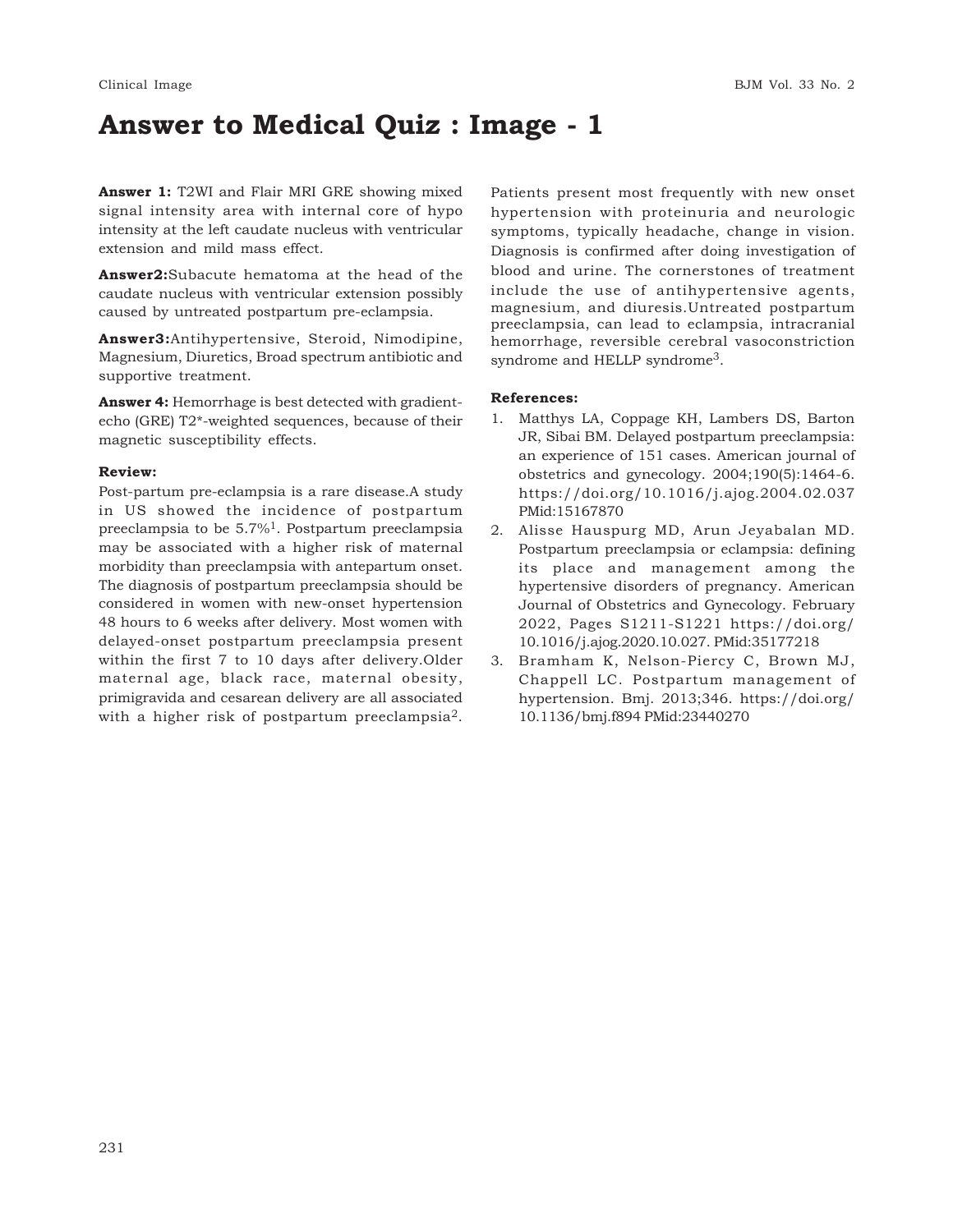# Answer to Medical Quiz : Image - 1

**Answer 1:** T2WI and Flair MRI GRE showing mixed signal intensity area with internal core of hypo intensity at the left caudate nucleus with ventricular extension and mild mass effect.

**Answer2:**Subacute hematoma at the head of the caudate nucleus with ventricular extension possibly caused by untreated postpartum pre-eclampsia.

**Answer3:**Antihypertensive, Steroid, Nimodipine, Magnesium, Diuretics, Broad spectrum antibiotic and supportive treatment.

**Answer 4:** Hemorrhage is best detected with gradient-echo (GRE) T2*-weighted sequences, because of their magnetic susceptibility effects.

**Review:**

Post-partum pre-eclampsia is a rare disease.A study in US showed the incidence of postpartum preeclampsia to be 5.7%[1]. Postpartum preeclampsia may be associated with a higher risk of maternal morbidity than preeclampsia with antepartum onset. The diagnosis of postpartum preeclampsia should be considered in women with new-onset hypertension 48 hours to 6 weeks after delivery. Most women with delayed-onset postpartum preeclampsia present within the first 7 to 10 days after delivery.Older maternal age, black race, maternal obesity, primigravida and cesarean delivery are all associated with a higher risk of postpartum preeclampsia[2]. Patients present most frequently with new onset hypertension with proteinuria and neurologic symptoms, typically headache, change in vision. Diagnosis is confirmed after doing investigation of blood and urine. The cornerstones of treatment include the use of antihypertensive agents, magnesium, and diuresis.Untreated postpartum preeclampsia, can lead to eclampsia, intracranial hemorrhage, reversible cerebral vasoconstriction syndrome and HELLP syndrome[3].

**References:**

1. Matthys LA, Coppage KH, Lambers DS, Barton JR, Sibai BM. Delayed postpartum preeclampsia: an experience of 151 cases. American journal of obstetrics and gynecology. 2004;190(5):1464-6. https://doi.org/10.1016/j.ajog.2004.02.037 PMid:15167870
2. Alisse Hauspurg MD, Arun Jeyabalan MD. Postpartum preeclampsia or eclampsia: defining its place and management among the hypertensive disorders of pregnancy. American Journal of Obstetrics and Gynecology. February 2022, Pages S1211-S1221 https://doi.org/10.1016/j.ajog.2020.10.027. PMid:35177218
3. Bramham K, Nelson-Piercy C, Brown MJ, Chappell LC. Postpartum management of hypertension. Bmj. 2013;346. https://doi.org/10.1136/bmj.f894 PMid:23440270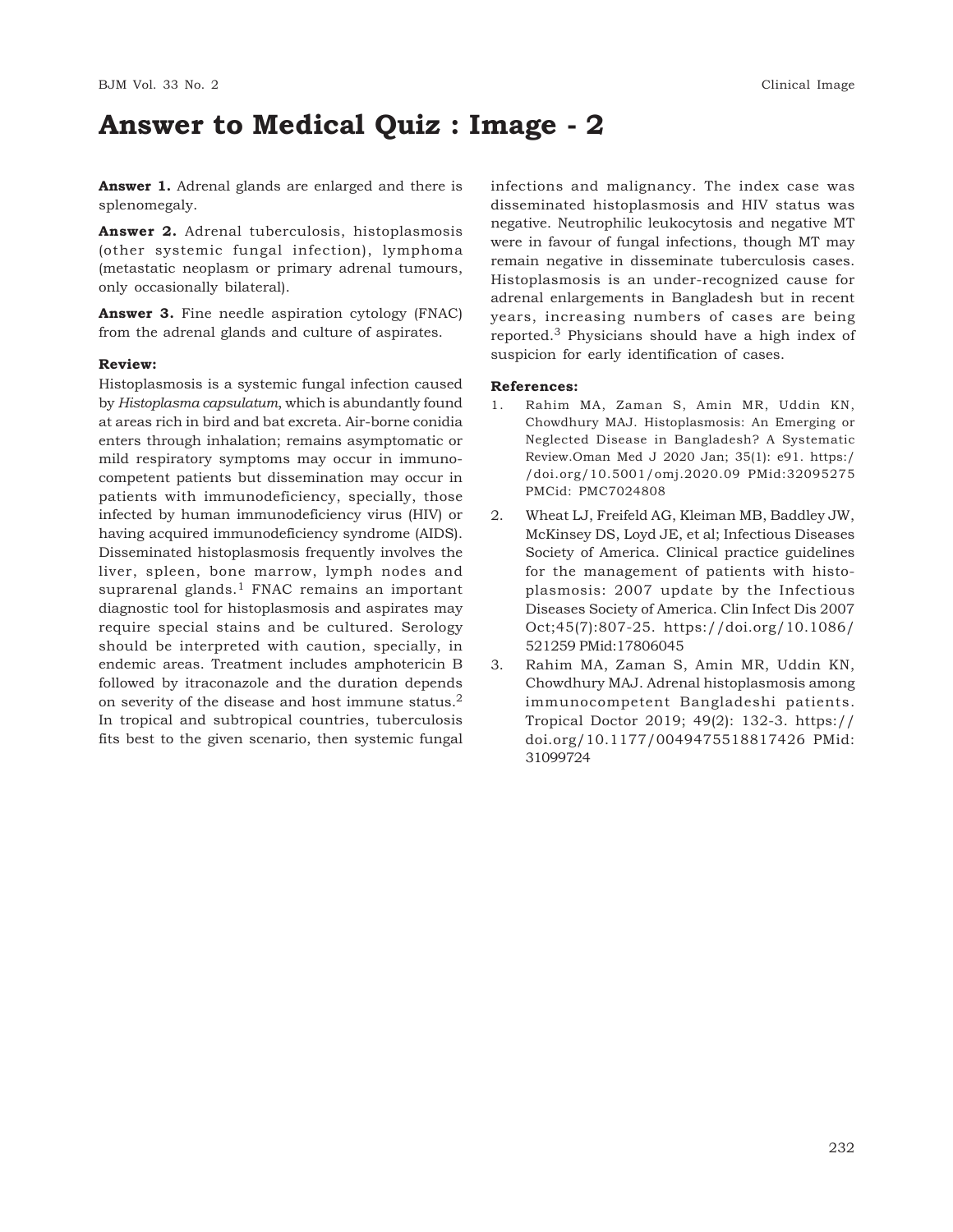# Answer to Medical Quiz : Image - 2

**Answer 1.** Adrenal glands are enlarged and there is splenomegaly.

**Answer 2.** Adrenal tuberculosis, histoplasmosis (other systemic fungal infection), lymphoma (metastatic neoplasm or primary adrenal tumours, only occasionally bilateral).

**Answer 3.** Fine needle aspiration cytology (FNAC) from the adrenal glands and culture of aspirates.

**Review:**

Histoplasmosis is a systemic fungal infection caused by *Histoplasma capsulatum*, which is abundantly found at areas rich in bird and bat excreta. Air-borne conidia enters through inhalation; remains asymptomatic or mild respiratory symptoms may occur in immunocompetent patients but dissemination may occur in patients with immunodeficiency, specially, those infected by human immunodeficiency virus (HIV) or having acquired immunodeficiency syndrome (AIDS). Disseminated histoplasmosis frequently involves the liver, spleen, bone marrow, lymph nodes and suprarenal glands.[1] FNAC remains an important diagnostic tool for histoplasmosis and aspirates may require special stains and be cultured. Serology should be interpreted with caution, specially, in endemic areas. Treatment includes amphotericin B followed by itraconazole and the duration depends on severity of the disease and host immune status.[2] In tropical and subtropical countries, tuberculosis fits best to the given scenario, then systemic fungal infections and malignancy. The index case was disseminated histoplasmosis and HIV status was negative. Neutrophilic leukocytosis and negative MT were in favour of fungal infections, though MT may remain negative in disseminate tuberculosis cases. Histoplasmosis is an under-recognized cause for adrenal enlargements in Bangladesh but in recent years, increasing numbers of cases are being reported.[3] Physicians should have a high index of suspicion for early identification of cases.

**References:**

1. Rahim MA, Zaman S, Amin MR, Uddin KN, Chowdhury MAJ. Histoplasmosis: An Emerging or Neglected Disease in Bangladesh? A Systematic Review.Oman Med J 2020 Jan; 35(1): e91. https://doi.org/10.5001/omj.2020.09 PMid:32095275 PMCid: PMC7024808
2. Wheat LJ, Freifeld AG, Kleiman MB, Baddley JW, McKinsey DS, Loyd JE, et al; Infectious Diseases Society of America. Clinical practice guidelines for the management of patients with histoplasmosis: 2007 update by the Infectious Diseases Society of America. Clin Infect Dis 2007 Oct;45(7):807-25. https://doi.org/10.1086/521259 PMid:17806045
3. Rahim MA, Zaman S, Amin MR, Uddin KN, Chowdhury MAJ. Adrenal histoplasmosis among immunocompetent Bangladeshi patients. Tropical Doctor 2019; 49(2): 132-3. https://doi.org/10.1177/0049475518817426 PMid: 31099724